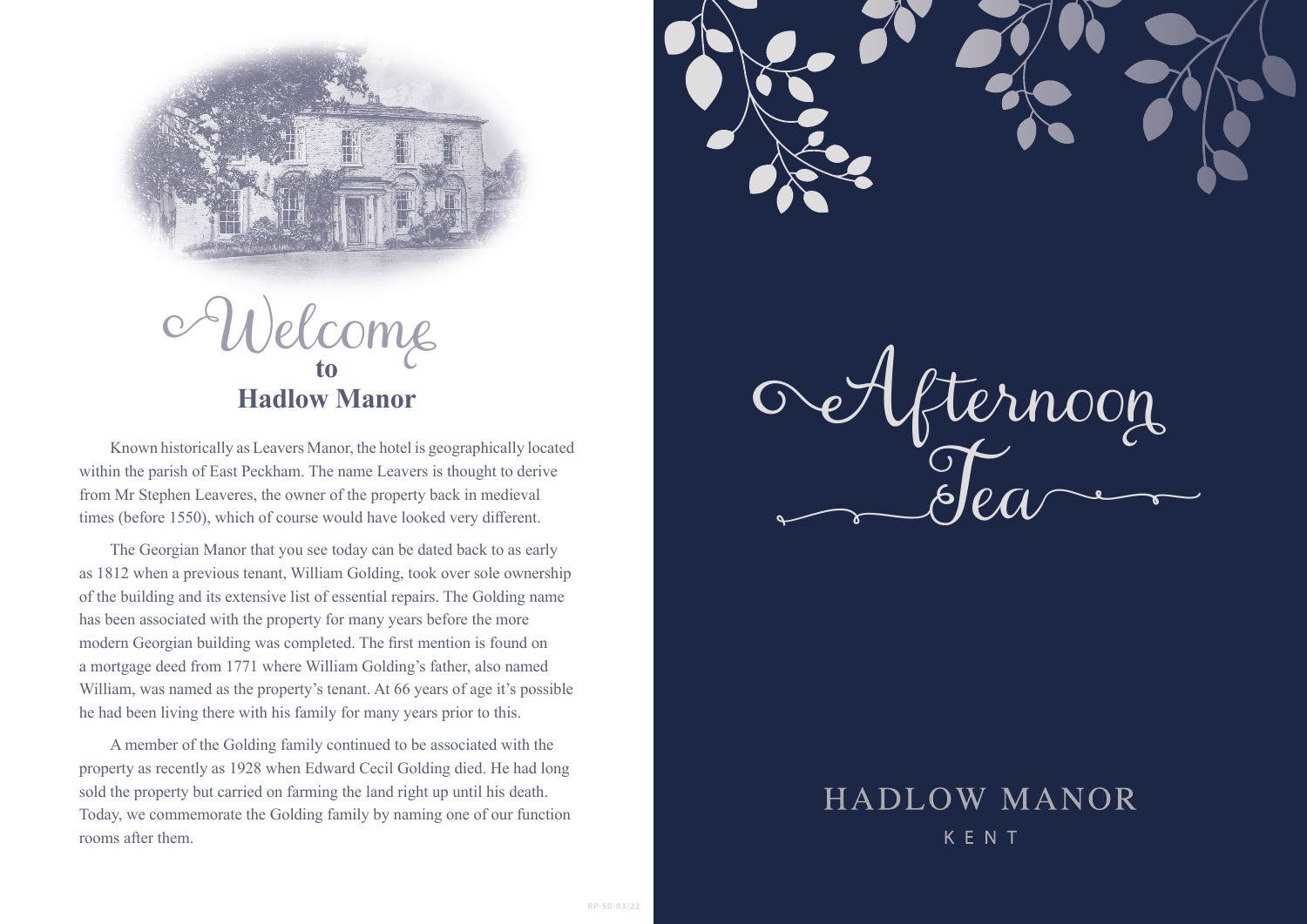# Welcome to Hadlow Manor

Known historically as Leavers Manor, the hotel is geographically located within the parish of East Peckham. The name Leavers is thought to derive from Mr Stephen Leaveres, the owner of the property back in medieval times (before 1550), which of course would have looked very different.

The Georgian Manor that you see today can be dated back to as early as 1812 when a previous tenant, William Golding, took over sole ownership of the building and its extensive list of essential repairs. The Golding name has been associated with the property for many years before the more modern Georgian building was completed. The first mention is found on a mortgage deed from 1771 where William Golding's father, also named William, was named as the property's tenant. At 66 years of age it's possible he had been living there with his family for many years prior to this.

A member of the Golding family continued to be associated with the property as recently as 1928 when Edward Cecil Golding died. He had long sold the property but carried on farming the land right up until his death. Today, we commemorate the Golding family by naming one of our function rooms after them.

RP-50-03/22

# Afternoon Tea

HADLOW MANOR

KENT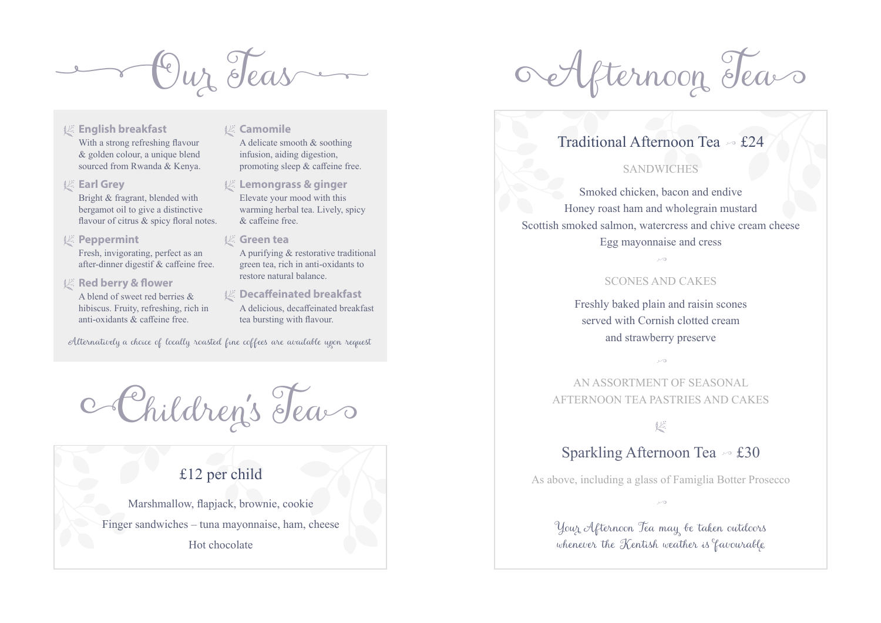# Our Teas

**English breakfast**
With a strong refreshing flavour & golden colour, a unique blend sourced from Rwanda & Kenya.

**Earl Grey**
Bright & fragrant, blended with bergamot oil to give a distinctive flavour of citrus & spicy floral notes.

**Peppermint**
Fresh, invigorating, perfect as an after-dinner digestif & caffeine free.

**Red berry & flower**
A blend of sweet red berries & hibiscus. Fruity, refreshing, rich in anti-oxidants & caffeine free.

**Camomile**
A delicate smooth & soothing infusion, aiding digestion, promoting sleep & caffeine free.

**Lemongrass & ginger**
Elevate your mood with this warming herbal tea. Lively, spicy & caffeine free.

**Green tea**
A purifying & restorative traditional green tea, rich in anti-oxidants to restore natural balance.

**Decaffeinated breakfast**
A delicious, decaffeinated breakfast tea bursting with flavour.

*Alternatively a choice of locally roasted fine coffees are available upon request*

# Children's Tea

## £12 per child

Marshmallow, flapjack, brownie, cookie

Finger sandwiches – tuna mayonnaise, ham, cheese

Hot chocolate

# Afternoon Tea

## Traditional Afternoon Tea – £24

### SANDWICHES

Smoked chicken, bacon and endive
Honey roast ham and wholegrain mustard
Scottish smoked salmon, watercress and chive cream cheese
Egg mayonnaise and cress

### SCONES AND CAKES

Freshly baked plain and raisin scones
served with Cornish clotted cream
and strawberry preserve

### AN ASSORTMENT OF SEASONAL AFTERNOON TEA PASTRIES AND CAKES

## Sparkling Afternoon Tea – £30

As above, including a glass of Famiglia Botter Prosecco

*Your Afternoon Tea may be taken outdoors whenever the Kentish weather is favourable*